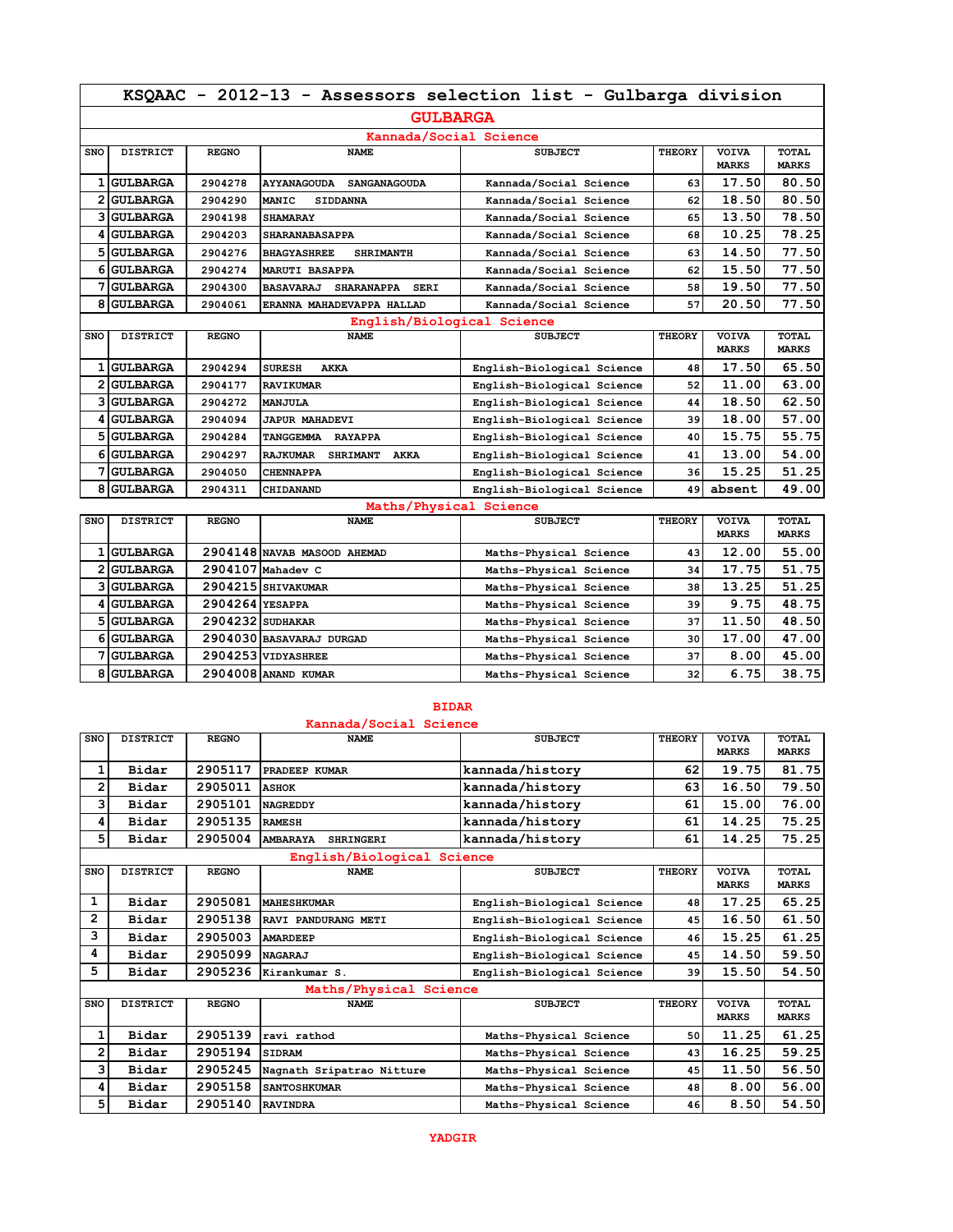# KSQAAC - 2012-13 - Assessors selection list - Gulbarga division

## GULBARGA

### Kannada/Social Science

| SNO | DISTRICT | REGNO | NAME | SUBJECT | THEORY | VOIVA MARKS | TOTAL MARKS |
|---|---|---|---|---|---|---|---|
| 1 | GULBARGA | 2904278 | AYYANAGOUDA SANGANAGOUDA | Kannada/Social Science | 63 | 17.50 | 80.50 |
| 2 | GULBARGA | 2904290 | MANIC SIDDANNA | Kannada/Social Science | 62 | 18.50 | 80.50 |
| 3 | GULBARGA | 2904198 | SHAMARAY | Kannada/Social Science | 65 | 13.50 | 78.50 |
| 4 | GULBARGA | 2904203 | SHARANABASAPPA | Kannada/Social Science | 68 | 10.25 | 78.25 |
| 5 | GULBARGA | 2904276 | BHAGYASHREE SHRIMANTH | Kannada/Social Science | 63 | 14.50 | 77.50 |
| 6 | GULBARGA | 2904274 | MARUTI BASAPPA | Kannada/Social Science | 62 | 15.50 | 77.50 |
| 7 | GULBARGA | 2904300 | BASAVARAJ SHARANAPPA SERI | Kannada/Social Science | 58 | 19.50 | 77.50 |
| 8 | GULBARGA | 2904061 | ERANNA MAHADEVAPPA HALLAD | Kannada/Social Science | 57 | 20.50 | 77.50 |

### English/Biological Science

| SNO | DISTRICT | REGNO | NAME | SUBJECT | THEORY | VOIVA MARKS | TOTAL MARKS |
|---|---|---|---|---|---|---|---|
| 1 | GULBARGA | 2904294 | SURESH AKKA | English-Biological Science | 48 | 17.50 | 65.50 |
| 2 | GULBARGA | 2904177 | RAVIKUMAR | English-Biological Science | 52 | 11.00 | 63.00 |
| 3 | GULBARGA | 2904272 | MANJULA | English-Biological Science | 44 | 18.50 | 62.50 |
| 4 | GULBARGA | 2904094 | JAPUR MAHADEVI | English-Biological Science | 39 | 18.00 | 57.00 |
| 5 | GULBARGA | 2904284 | TANGGEMMA RAYAPPA | English-Biological Science | 40 | 15.75 | 55.75 |
| 6 | GULBARGA | 2904297 | RAJKUMAR SHRIMANT AKKA | English-Biological Science | 41 | 13.00 | 54.00 |
| 7 | GULBARGA | 2904050 | CHENNAPPA | English-Biological Science | 36 | 15.25 | 51.25 |
| 8 | GULBARGA | 2904311 | CHIDANAND | English-Biological Science | 49 | absent | 49.00 |

### Maths/Physical Science

| SNO | DISTRICT | REGNO | NAME | SUBJECT | THEORY | VOIVA MARKS | TOTAL MARKS |
|---|---|---|---|---|---|---|---|
| 1 | GULBARGA | 2904148 | NAVAB MASOOD AHEMAD | Maths-Physical Science | 43 | 12.00 | 55.00 |
| 2 | GULBARGA | 2904107 | Mahadev C | Maths-Physical Science | 34 | 17.75 | 51.75 |
| 3 | GULBARGA | 2904215 | SHIVAKUMAR | Maths-Physical Science | 38 | 13.25 | 51.25 |
| 4 | GULBARGA | 2904264 | YESAPPA | Maths-Physical Science | 39 | 9.75 | 48.75 |
| 5 | GULBARGA | 2904232 | SUDHAKAR | Maths-Physical Science | 37 | 11.50 | 48.50 |
| 6 | GULBARGA | 2904030 | BASAVARAJ DURGAD | Maths-Physical Science | 30 | 17.00 | 47.00 |
| 7 | GULBARGA | 2904253 | VIDYASHREE | Maths-Physical Science | 37 | 8.00 | 45.00 |
| 8 | GULBARGA | 2904008 | ANAND KUMAR | Maths-Physical Science | 32 | 6.75 | 38.75 |

## BIDAR

### Kannada/Social Science

| SNO | DISTRICT | REGNO | NAME | SUBJECT | THEORY | VOIVA MARKS | TOTAL MARKS |
|---|---|---|---|---|---|---|---|
| 1 | Bidar | 2905117 | PRADEEP KUMAR | kannada/history | 62 | 19.75 | 81.75 |
| 2 | Bidar | 2905011 | ASHOK | kannada/history | 63 | 16.50 | 79.50 |
| 3 | Bidar | 2905101 | NAGREDDY | kannada/history | 61 | 15.00 | 76.00 |
| 4 | Bidar | 2905135 | RAMESH | kannada/history | 61 | 14.25 | 75.25 |
| 5 | Bidar | 2905004 | AMBARAYA SHRINGERI | kannada/history | 61 | 14.25 | 75.25 |

### English/Biological Science

| SNO | DISTRICT | REGNO | NAME | SUBJECT | THEORY | VOIVA MARKS | TOTAL MARKS |
|---|---|---|---|---|---|---|---|
| 1 | Bidar | 2905081 | MAHESHKUMAR | English-Biological Science | 48 | 17.25 | 65.25 |
| 2 | Bidar | 2905138 | RAVI PANDURANG METI | English-Biological Science | 45 | 16.50 | 61.50 |
| 3 | Bidar | 2905003 | AMARDEEP | English-Biological Science | 46 | 15.25 | 61.25 |
| 4 | Bidar | 2905099 | NAGARAJ | English-Biological Science | 45 | 14.50 | 59.50 |
| 5 | Bidar | 2905236 | Kirankumar S. | English-Biological Science | 39 | 15.50 | 54.50 |

### Maths/Physical Science

| SNO | DISTRICT | REGNO | NAME | SUBJECT | THEORY | VOIVA MARKS | TOTAL MARKS |
|---|---|---|---|---|---|---|---|
| 1 | Bidar | 2905139 | ravi rathod | Maths-Physical Science | 50 | 11.25 | 61.25 |
| 2 | Bidar | 2905194 | SIDRAM | Maths-Physical Science | 43 | 16.25 | 59.25 |
| 3 | Bidar | 2905245 | Nagnath Sripatrao Nitture | Maths-Physical Science | 45 | 11.50 | 56.50 |
| 4 | Bidar | 2905158 | SANTOSHKUMAR | Maths-Physical Science | 48 | 8.00 | 56.00 |
| 5 | Bidar | 2905140 | RAVINDRA | Maths-Physical Science | 46 | 8.50 | 54.50 |

## YADGIR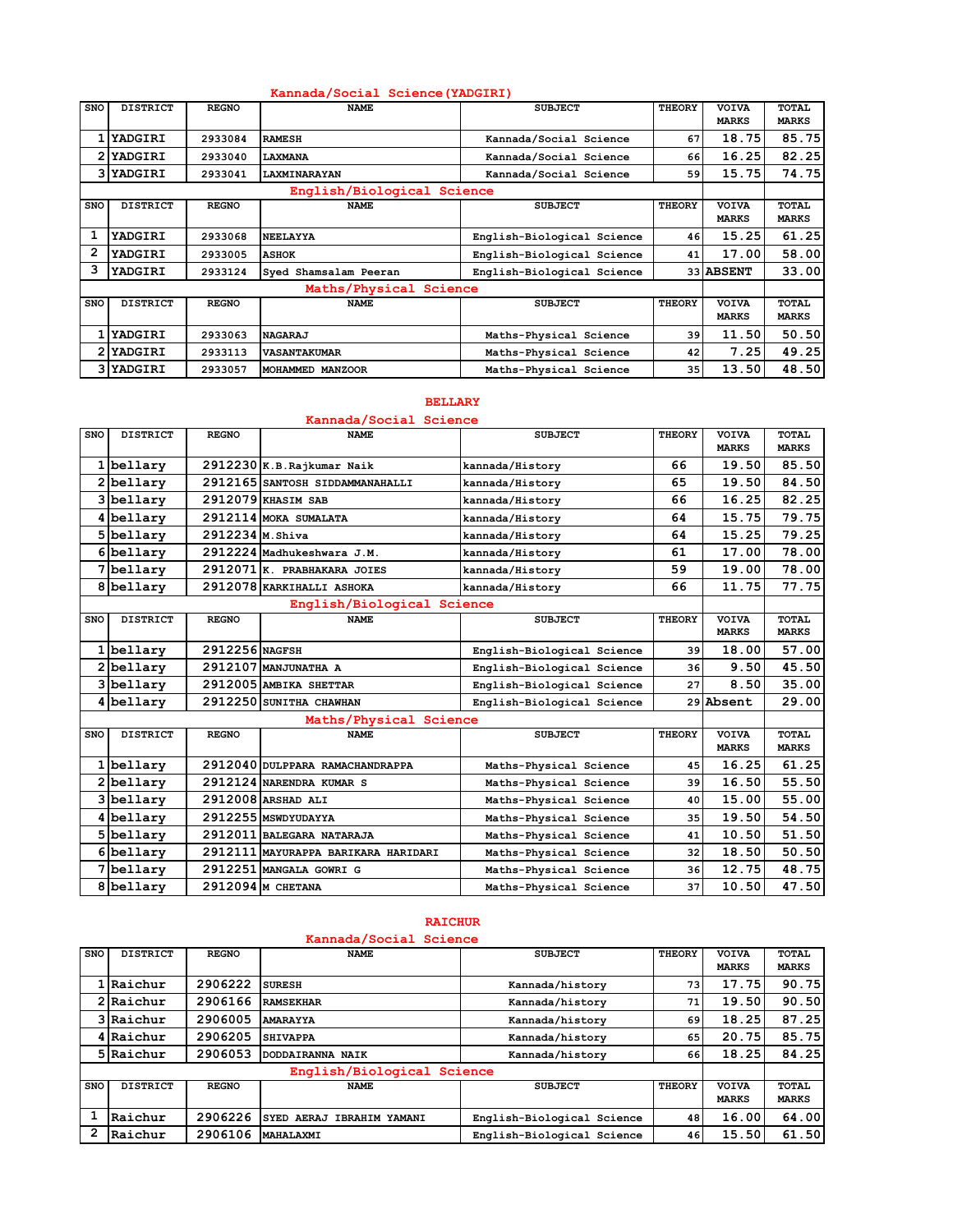## Kannada/Social Science(YADGIRI)

| SNO | DISTRICT | REGNO | NAME | SUBJECT | THEORY | VOIVA MARKS | TOTAL MARKS |
|---|---|---|---|---|---|---|---|
| 1 | YADGIRI | 2933084 | RAMESH | Kannada/Social Science | 67 | 18.75 | 85.75 |
| 2 | YADGIRI | 2933040 | LAXMANA | Kannada/Social Science | 66 | 16.25 | 82.25 |
| 3 | YADGIRI | 2933041 | LAXMINARAYAN | Kannada/Social Science | 59 | 15.75 | 74.75 |

## English/Biological Science

| SNO | DISTRICT | REGNO | NAME | SUBJECT | THEORY | VOIVA MARKS | TOTAL MARKS |
|---|---|---|---|---|---|---|---|
| 1 | YADGIRI | 2933068 | NEELAYYA | English-Biological Science | 46 | 15.25 | 61.25 |
| 2 | YADGIRI | 2933005 | ASHOK | English-Biological Science | 41 | 17.00 | 58.00 |
| 3 | YADGIRI | 2933124 | Syed Shamsalam Peeran | English-Biological Science | 33 | ABSENT | 33.00 |

## Maths/Physical Science

| SNO | DISTRICT | REGNO | NAME | SUBJECT | THEORY | VOIVA MARKS | TOTAL MARKS |
|---|---|---|---|---|---|---|---|
| 1 | YADGIRI | 2933063 | NAGARAJ | Maths-Physical Science | 39 | 11.50 | 50.50 |
| 2 | YADGIRI | 2933113 | VASANTAKUMAR | Maths-Physical Science | 42 | 7.25 | 49.25 |
| 3 | YADGIRI | 2933057 | MOHAMMED MANZOOR | Maths-Physical Science | 35 | 13.50 | 48.50 |

# BELLARY

## Kannada/Social Science

| SNO | DISTRICT | REGNO | NAME | SUBJECT | THEORY | VOIVA MARKS | TOTAL MARKS |
|---|---|---|---|---|---|---|---|
| 1 | bellary | 2912230 | K.B.Rajkumar Naik | kannada/History | 66 | 19.50 | 85.50 |
| 2 | bellary | 2912165 | SANTOSH SIDDAMMANAHALLI | kannada/History | 65 | 19.50 | 84.50 |
| 3 | bellary | 2912079 | KHASIM SAB | kannada/History | 66 | 16.25 | 82.25 |
| 4 | bellary | 2912114 | MOKA SUMALATA | kannada/History | 64 | 15.75 | 79.75 |
| 5 | bellary | 2912234 | M.Shiva | kannada/History | 64 | 15.25 | 79.25 |
| 6 | bellary | 2912224 | Madhukeshwara J.M. | kannada/History | 61 | 17.00 | 78.00 |
| 7 | bellary | 2912071 | K. PRABHAKARA JOIES | kannada/History | 59 | 19.00 | 78.00 |
| 8 | bellary | 2912078 | KARKIHALLI ASHOKA | kannada/History | 66 | 11.75 | 77.75 |

## English/Biological Science

| SNO | DISTRICT | REGNO | NAME | SUBJECT | THEORY | VOIVA MARKS | TOTAL MARKS |
|---|---|---|---|---|---|---|---|
| 1 | bellary | 2912256 | NAGFSH | English-Biological Science | 39 | 18.00 | 57.00 |
| 2 | bellary | 2912107 | MANJUNATHA A | English-Biological Science | 36 | 9.50 | 45.50 |
| 3 | bellary | 2912005 | AMBIKA SHETTAR | English-Biological Science | 27 | 8.50 | 35.00 |
| 4 | bellary | 2912250 | SUNITHA CHAWHAN | English-Biological Science | 29 | Absent | 29.00 |

## Maths/Physical Science

| SNO | DISTRICT | REGNO | NAME | SUBJECT | THEORY | VOIVA MARKS | TOTAL MARKS |
|---|---|---|---|---|---|---|---|
| 1 | bellary | 2912040 | DULPPARA RAMACHANDRAPPA | Maths-Physical Science | 45 | 16.25 | 61.25 |
| 2 | bellary | 2912124 | NARENDRA KUMAR S | Maths-Physical Science | 39 | 16.50 | 55.50 |
| 3 | bellary | 2912008 | ARSHAD ALI | Maths-Physical Science | 40 | 15.00 | 55.00 |
| 4 | bellary | 2912255 | MSWDYUDAYYA | Maths-Physical Science | 35 | 19.50 | 54.50 |
| 5 | bellary | 2912011 | BALEGARA NATARAJA | Maths-Physical Science | 41 | 10.50 | 51.50 |
| 6 | bellary | 2912111 | MAYURAPPA BARIKARA HARIDARI | Maths-Physical Science | 32 | 18.50 | 50.50 |
| 7 | bellary | 2912251 | MANGALA GOWRI G | Maths-Physical Science | 36 | 12.75 | 48.75 |
| 8 | bellary | 2912094 | M CHETANA | Maths-Physical Science | 37 | 10.50 | 47.50 |

# RAICHUR

## Kannada/Social Science

| SNO | DISTRICT | REGNO | NAME | SUBJECT | THEORY | VOIVA MARKS | TOTAL MARKS |
|---|---|---|---|---|---|---|---|
| 1 | Raichur | 2906222 | SURESH | Kannada/history | 73 | 17.75 | 90.75 |
| 2 | Raichur | 2906166 | RAMSEKHAR | Kannada/history | 71 | 19.50 | 90.50 |
| 3 | Raichur | 2906005 | AMARAYYA | Kannada/history | 69 | 18.25 | 87.25 |
| 4 | Raichur | 2906205 | SHIVAPPA | Kannada/history | 65 | 20.75 | 85.75 |
| 5 | Raichur | 2906053 | DODDAIRANNA NAIK | Kannada/history | 66 | 18.25 | 84.25 |

## English/Biological Science

| SNO | DISTRICT | REGNO | NAME | SUBJECT | THEORY | VOIVA MARKS | TOTAL MARKS |
|---|---|---|---|---|---|---|---|
| 1 | Raichur | 2906226 | SYED AERAJ IBRAHIM YAMANI | English-Biological Science | 48 | 16.00 | 64.00 |
| 2 | Raichur | 2906106 | MAHALAXMI | English-Biological Science | 46 | 15.50 | 61.50 |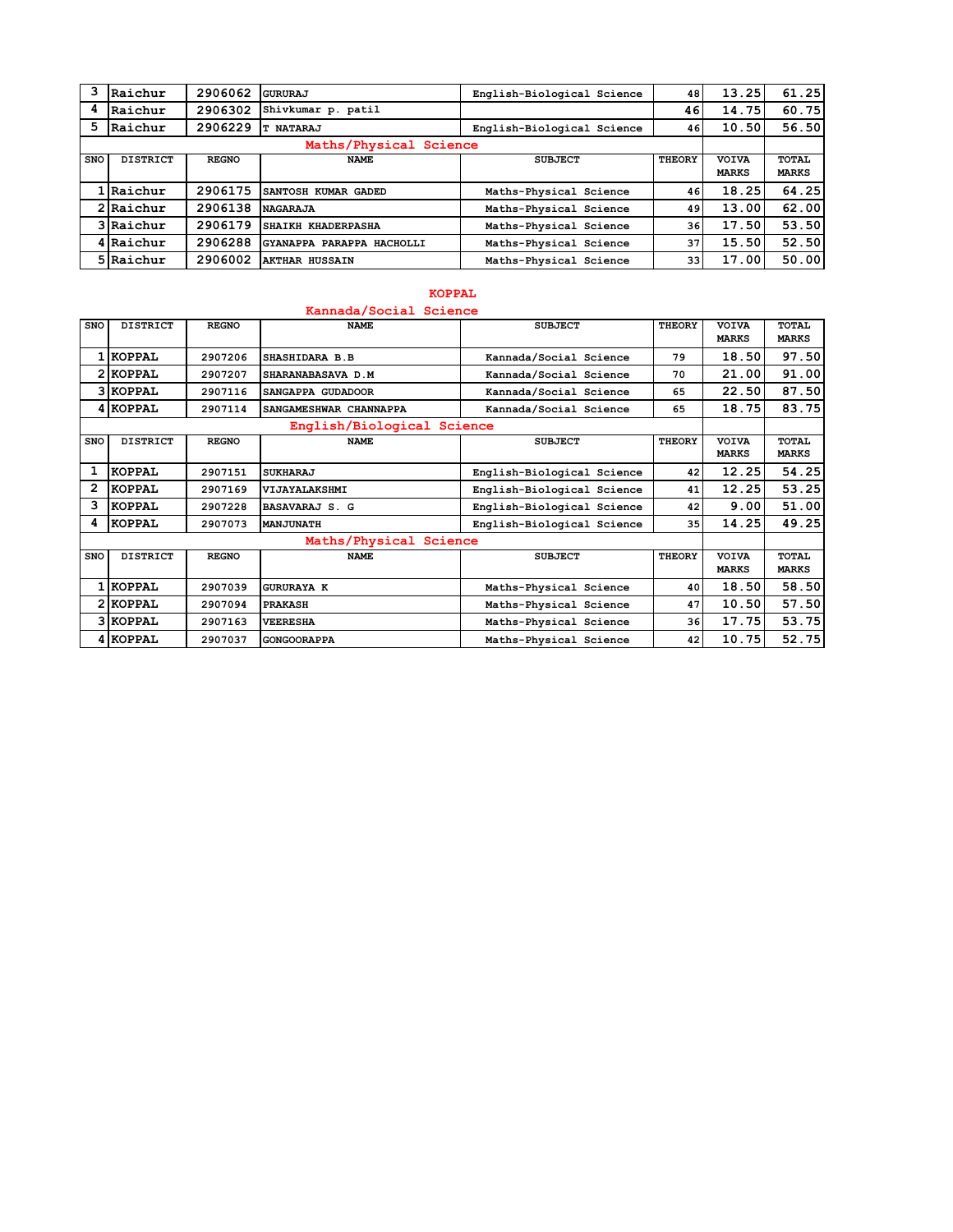| | | | | | | | |
|---|---|---|---|---|---|---|---|
| 3 | Raichur | 2906062 | GURURAJ | English-Biological Science | 48 | 13.25 | 61.25 |
| 4 | Raichur | 2906302 | Shivkumar p. patil | | 46 | 14.75 | 60.75 |
| 5 | Raichur | 2906229 | T NATARAJ | English-Biological Science | 46 | 10.50 | 56.50 |

**Maths/Physical Science**

| SNO | DISTRICT | REGNO | NAME | SUBJECT | THEORY | VOIVA MARKS | TOTAL MARKS |
|---|---|---|---|---|---|---|---|
| 1 | Raichur | 2906175 | SANTOSH KUMAR GADED | Maths-Physical Science | 46 | 18.25 | 64.25 |
| 2 | Raichur | 2906138 | NAGARAJA | Maths-Physical Science | 49 | 13.00 | 62.00 |
| 3 | Raichur | 2906179 | SHAIKH KHADERPASHA | Maths-Physical Science | 36 | 17.50 | 53.50 |
| 4 | Raichur | 2906288 | GYANAPPA PARAPPA HACHOLLI | Maths-Physical Science | 37 | 15.50 | 52.50 |
| 5 | Raichur | 2906002 | AKTHAR HUSSAIN | Maths-Physical Science | 33 | 17.00 | 50.00 |

## KOPPAL

**Kannada/Social Science**

| SNO | DISTRICT | REGNO | NAME | SUBJECT | THEORY | VOIVA MARKS | TOTAL MARKS |
|---|---|---|---|---|---|---|---|
| 1 | KOPPAL | 2907206 | SHASHIDARA B.B | Kannada/Social Science | 79 | 18.50 | 97.50 |
| 2 | KOPPAL | 2907207 | SHARANABASAVA D.M | Kannada/Social Science | 70 | 21.00 | 91.00 |
| 3 | KOPPAL | 2907116 | SANGAPPA GUDADOOR | Kannada/Social Science | 65 | 22.50 | 87.50 |
| 4 | KOPPAL | 2907114 | SANGAMESHWAR CHANNAPPA | Kannada/Social Science | 65 | 18.75 | 83.75 |

**English/Biological Science**

| SNO | DISTRICT | REGNO | NAME | SUBJECT | THEORY | VOIVA MARKS | TOTAL MARKS |
|---|---|---|---|---|---|---|---|
| 1 | KOPPAL | 2907151 | SUKHARAJ | English-Biological Science | 42 | 12.25 | 54.25 |
| 2 | KOPPAL | 2907169 | VIJAYALAKSHMI | English-Biological Science | 41 | 12.25 | 53.25 |
| 3 | KOPPAL | 2907228 | BASAVARAJ S. G | English-Biological Science | 42 | 9.00 | 51.00 |
| 4 | KOPPAL | 2907073 | MANJUNATH | English-Biological Science | 35 | 14.25 | 49.25 |

**Maths/Physical Science**

| SNO | DISTRICT | REGNO | NAME | SUBJECT | THEORY | VOIVA MARKS | TOTAL MARKS |
|---|---|---|---|---|---|---|---|
| 1 | KOPPAL | 2907039 | GURURAYA K | Maths-Physical Science | 40 | 18.50 | 58.50 |
| 2 | KOPPAL | 2907094 | PRAKASH | Maths-Physical Science | 47 | 10.50 | 57.50 |
| 3 | KOPPAL | 2907163 | VEERESHA | Maths-Physical Science | 36 | 17.75 | 53.75 |
| 4 | KOPPAL | 2907037 | GONGOORAPPA | Maths-Physical Science | 42 | 10.75 | 52.75 |